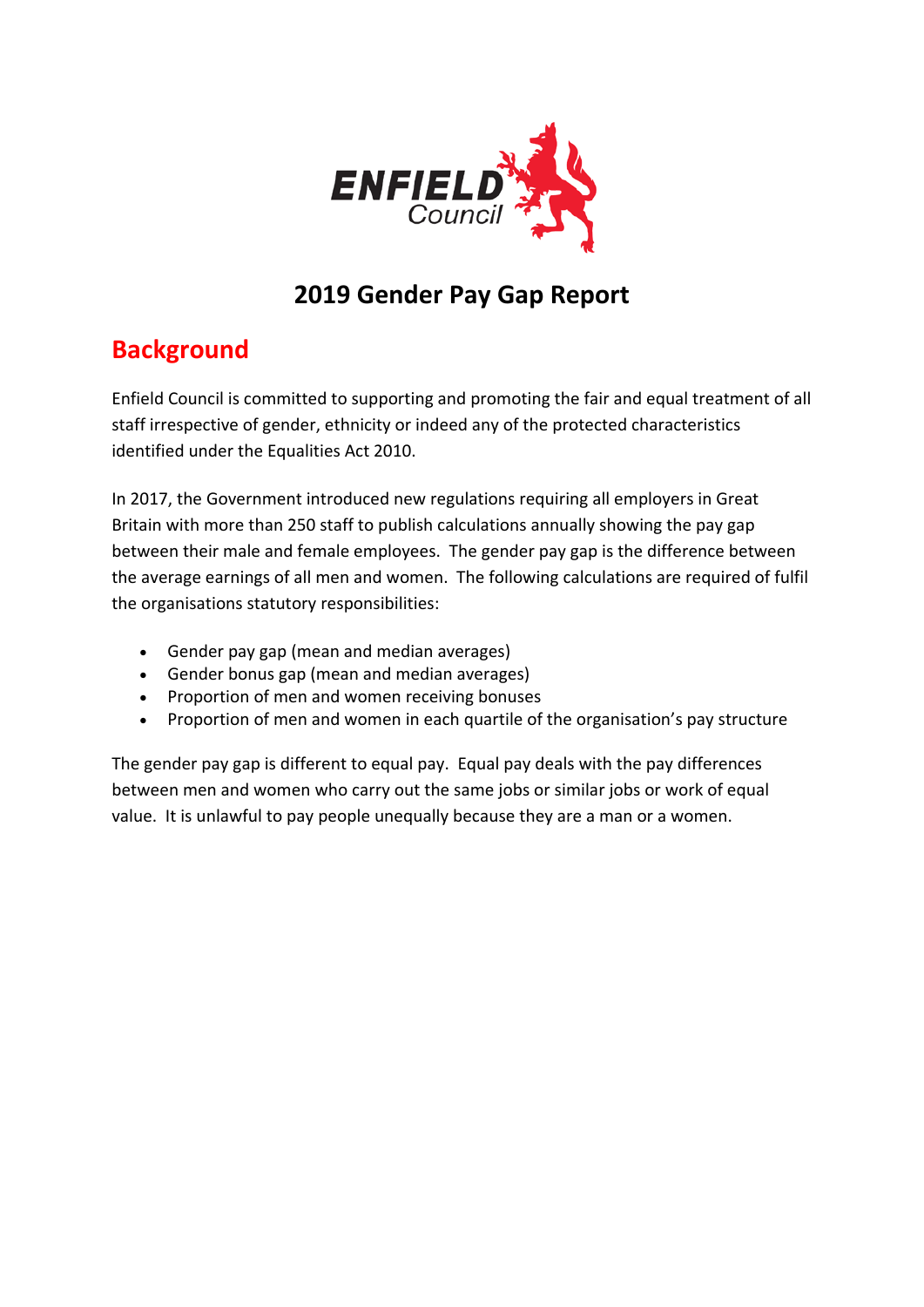# 2019 Gender Pay Gap Report

## Background

Enfield Council is committed to supporting and promoting the fair and equal treatment of all staff irrespective of gender, ethnicity or indeed any of the protected characteristics identified under the Equalities Act 2010.

In 2017, the Government introduced new regulations requiring all employers in Great Britain with more than 250 staff to publish calculations annually showing the pay gap between their male and female employees. The gender pay gap is the difference between the average earnings of all men and women. The following calculations are required of fulfil the organisations statutory responsibilities:

- Gender pay gap (mean and median averages)
- Gender bonus gap (mean and median averages)
- Proportion of men and women receiving bonuses
- Proportion of men and women in each quartile of the organisation's pay structure

The gender pay gap is different to equal pay. Equal pay deals with the pay differences between men and women who carry out the same jobs or similar jobs or work of equal value. It is unlawful to pay people unequally because they are a man or a women.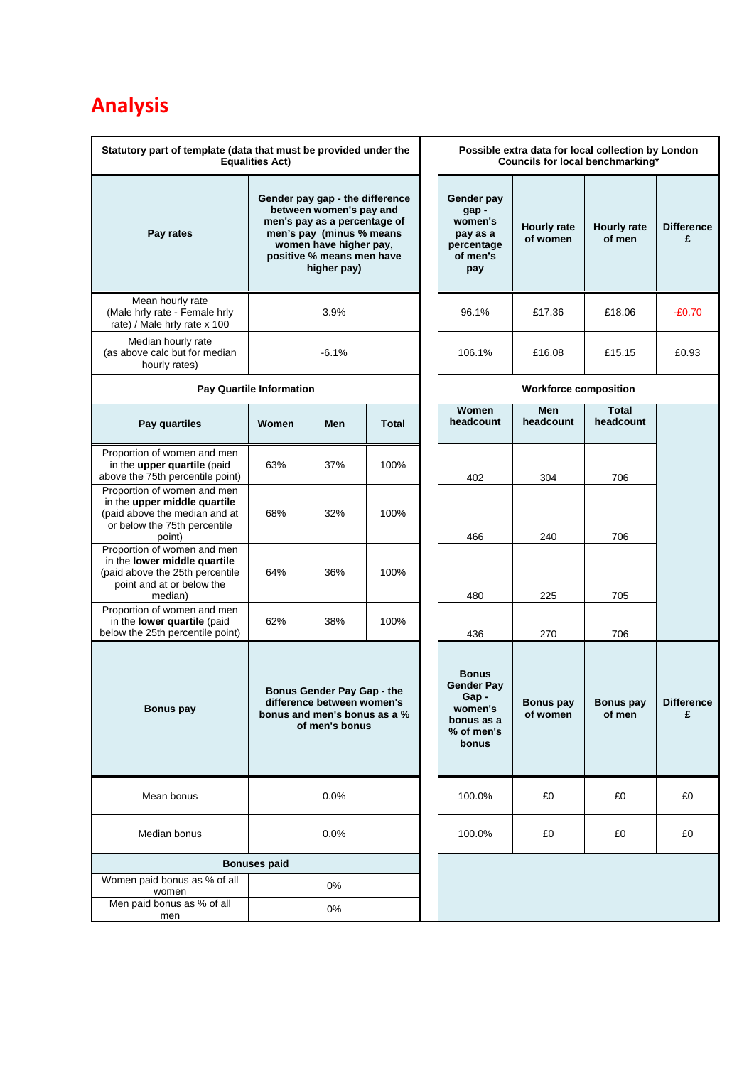# Analysis

| Statutory part of template (data that must be provided under the Equalities Act) | | | | Possible extra data for local collection by London Councils for local benchmarking* | | | |
|---|---|---|---|---|---|---|---|
| **Pay rates** | **Gender pay gap - the difference between women's pay and men's pay as a percentage of men's pay (minus % means women have higher pay, positive % means men have higher pay)** | | | **Gender pay gap - women's pay as a percentage of men's pay** | **Hourly rate of women** | **Hourly rate of men** | **Difference £** |
| Mean hourly rate (Male hrly rate - Female hrly rate) / Male hrly rate x 100 | 3.9% | | | 96.1% | £17.36 | £18.06 | -£0.70 |
| Median hourly rate (as above calc but for median hourly rates) | -6.1% | | | 106.1% | £16.08 | £15.15 | £0.93 |
| **Pay Quartile Information** | | | | **Workforce composition** | | | |
| **Pay quartiles** | **Women** | **Men** | **Total** | **Women headcount** | **Men headcount** | **Total headcount** | |
| Proportion of women and men in the **upper quartile** (paid above the 75th percentile point) | 63% | 37% | 100% | 402 | 304 | 706 | |
| Proportion of women and men in the **upper middle quartile** (paid above the median and at or below the 75th percentile point) | 68% | 32% | 100% | 466 | 240 | 706 | |
| Proportion of women and men in the **lower middle quartile** (paid above the 25th percentile point and at or below the median) | 64% | 36% | 100% | 480 | 225 | 705 | |
| Proportion of women and men in the **lower quartile** (paid below the 25th percentile point) | 62% | 38% | 100% | 436 | 270 | 706 | |
| **Bonus pay** | **Bonus Gender Pay Gap - the difference between women's bonus and men's bonus as a % of men's bonus** | | | **Bonus Gender Pay Gap - women's bonus as a % of men's bonus** | **Bonus pay of women** | **Bonus pay of men** | **Difference £** |
| Mean bonus | 0.0% | | | 100.0% | £0 | £0 | £0 |
| Median bonus | 0.0% | | | 100.0% | £0 | £0 | £0 |
| **Bonuses paid** | | | | | | | |
| Women paid bonus as % of all women | 0% | | | | | | |
| Men paid bonus as % of all men | 0% | | | | | | |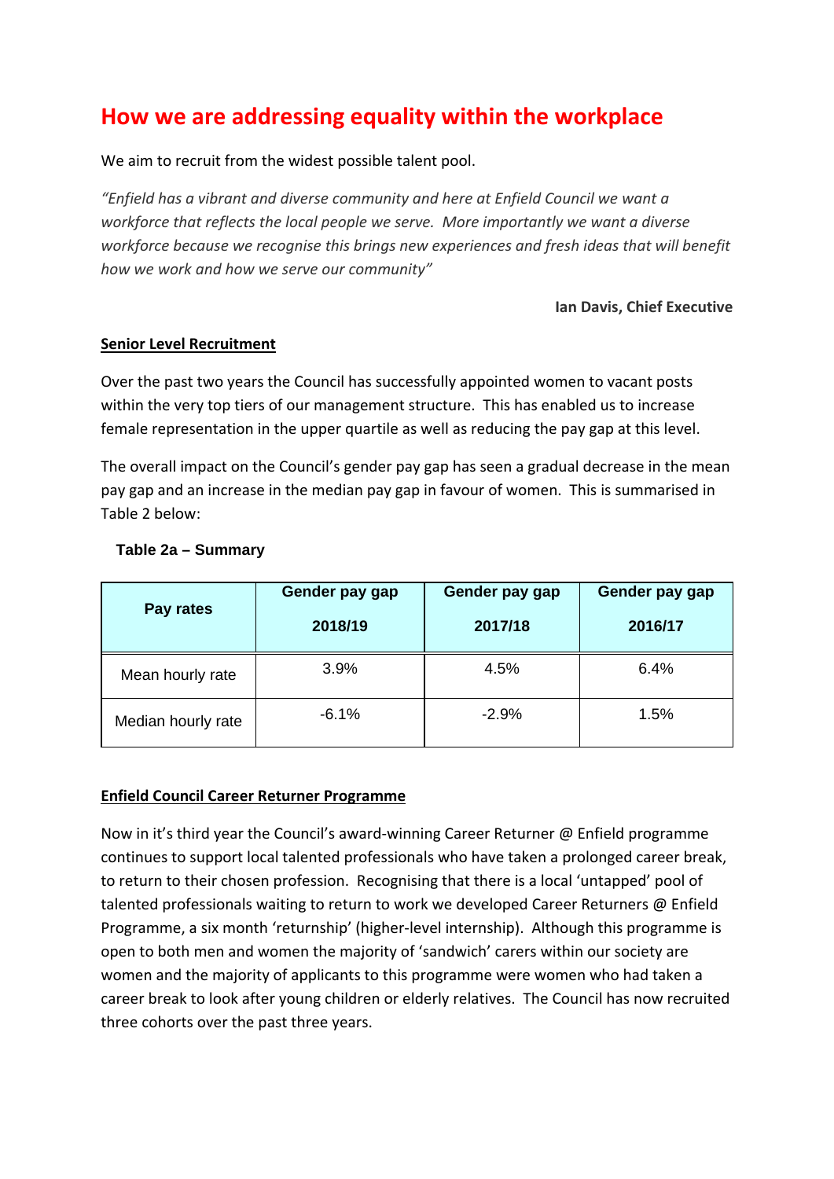# How we are addressing equality within the workplace

We aim to recruit from the widest possible talent pool.

*"Enfield has a vibrant and diverse community and here at Enfield Council we want a workforce that reflects the local people we serve. More importantly we want a diverse workforce because we recognise this brings new experiences and fresh ideas that will benefit how we work and how we serve our community"*

**Ian Davis, Chief Executive**

## Senior Level Recruitment

Over the past two years the Council has successfully appointed women to vacant posts within the very top tiers of our management structure. This has enabled us to increase female representation in the upper quartile as well as reducing the pay gap at this level.

The overall impact on the Council's gender pay gap has seen a gradual decrease in the mean pay gap and an increase in the median pay gap in favour of women. This is summarised in Table 2 below:

**Table 2a – Summary**

| Pay rates | Gender pay gap 2018/19 | Gender pay gap 2017/18 | Gender pay gap 2016/17 |
|---|---|---|---|
| Mean hourly rate | 3.9% | 4.5% | 6.4% |
| Median hourly rate | -6.1% | -2.9% | 1.5% |

## Enfield Council Career Returner Programme

Now in it's third year the Council's award-winning Career Returner @ Enfield programme continues to support local talented professionals who have taken a prolonged career break, to return to their chosen profession. Recognising that there is a local 'untapped' pool of talented professionals waiting to return to work we developed Career Returners @ Enfield Programme, a six month 'returnship' (higher-level internship). Although this programme is open to both men and women the majority of 'sandwich' carers within our society are women and the majority of applicants to this programme were women who had taken a career break to look after young children or elderly relatives. The Council has now recruited three cohorts over the past three years.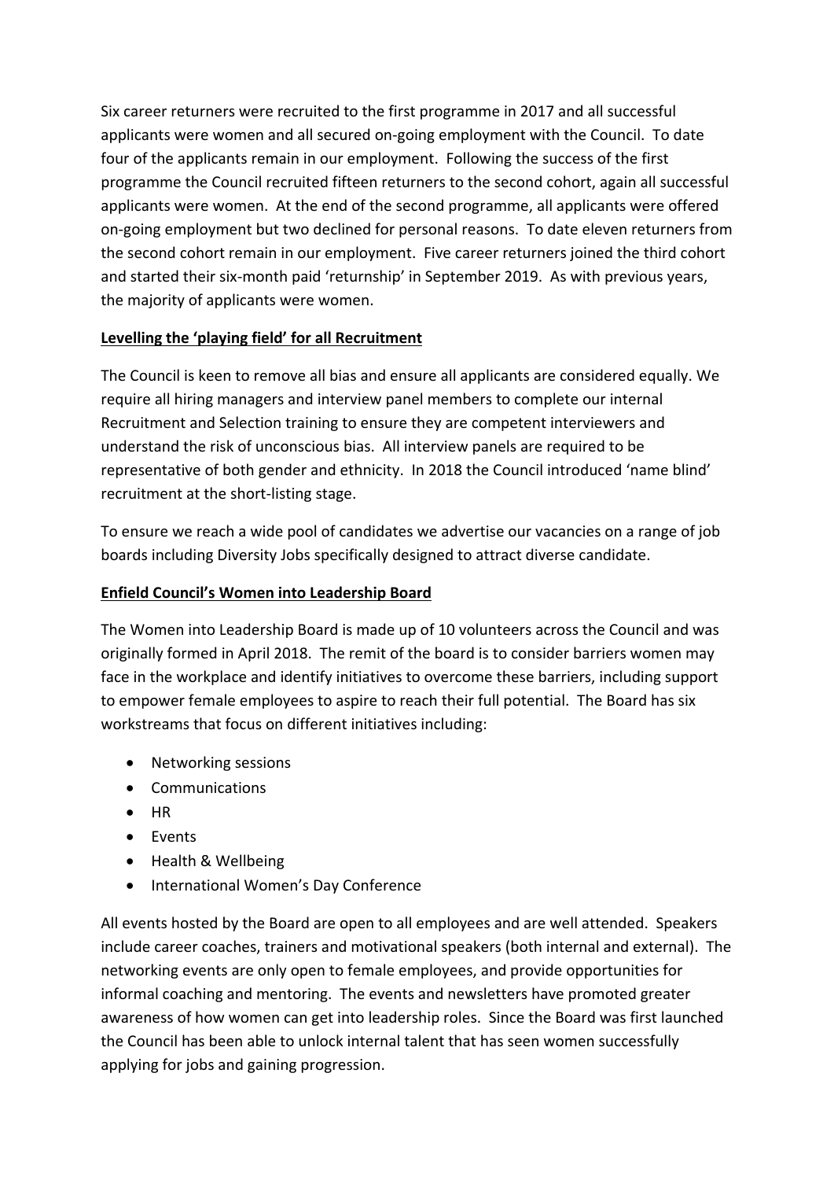Six career returners were recruited to the first programme in 2017 and all successful applicants were women and all secured on-going employment with the Council. To date four of the applicants remain in our employment. Following the success of the first programme the Council recruited fifteen returners to the second cohort, again all successful applicants were women. At the end of the second programme, all applicants were offered on-going employment but two declined for personal reasons. To date eleven returners from the second cohort remain in our employment. Five career returners joined the third cohort and started their six-month paid 'returnship' in September 2019. As with previous years, the majority of applicants were women.

**Levelling the 'playing field' for all Recruitment**

The Council is keen to remove all bias and ensure all applicants are considered equally. We require all hiring managers and interview panel members to complete our internal Recruitment and Selection training to ensure they are competent interviewers and understand the risk of unconscious bias. All interview panels are required to be representative of both gender and ethnicity. In 2018 the Council introduced 'name blind' recruitment at the short-listing stage.

To ensure we reach a wide pool of candidates we advertise our vacancies on a range of job boards including Diversity Jobs specifically designed to attract diverse candidate.

**Enfield Council's Women into Leadership Board**

The Women into Leadership Board is made up of 10 volunteers across the Council and was originally formed in April 2018. The remit of the board is to consider barriers women may face in the workplace and identify initiatives to overcome these barriers, including support to empower female employees to aspire to reach their full potential. The Board has six workstreams that focus on different initiatives including:

- Networking sessions
- Communications
- HR
- Events
- Health & Wellbeing
- International Women's Day Conference

All events hosted by the Board are open to all employees and are well attended. Speakers include career coaches, trainers and motivational speakers (both internal and external). The networking events are only open to female employees, and provide opportunities for informal coaching and mentoring. The events and newsletters have promoted greater awareness of how women can get into leadership roles. Since the Board was first launched the Council has been able to unlock internal talent that has seen women successfully applying for jobs and gaining progression.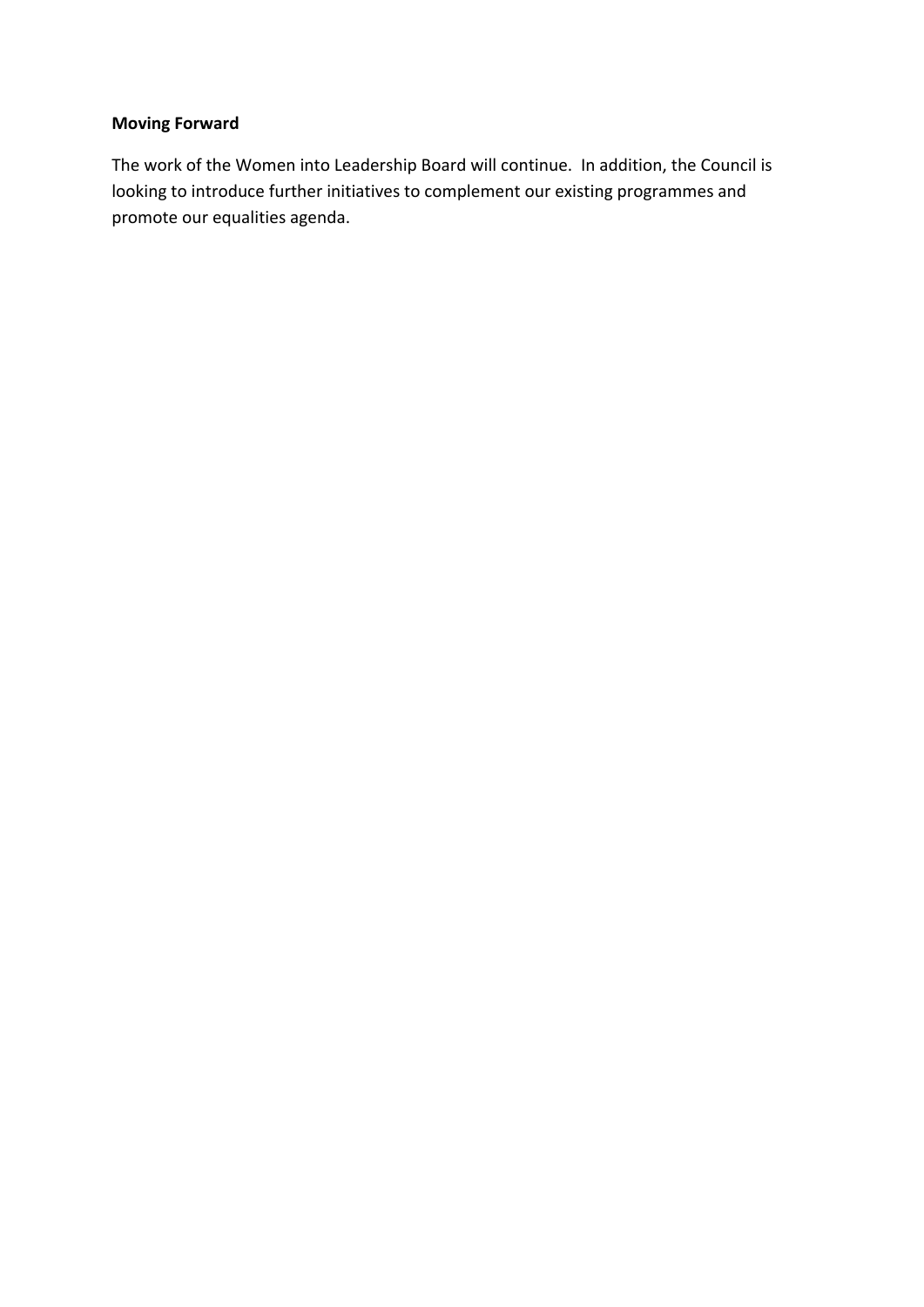**Moving Forward**

The work of the Women into Leadership Board will continue. In addition, the Council is looking to introduce further initiatives to complement our existing programmes and promote our equalities agenda.